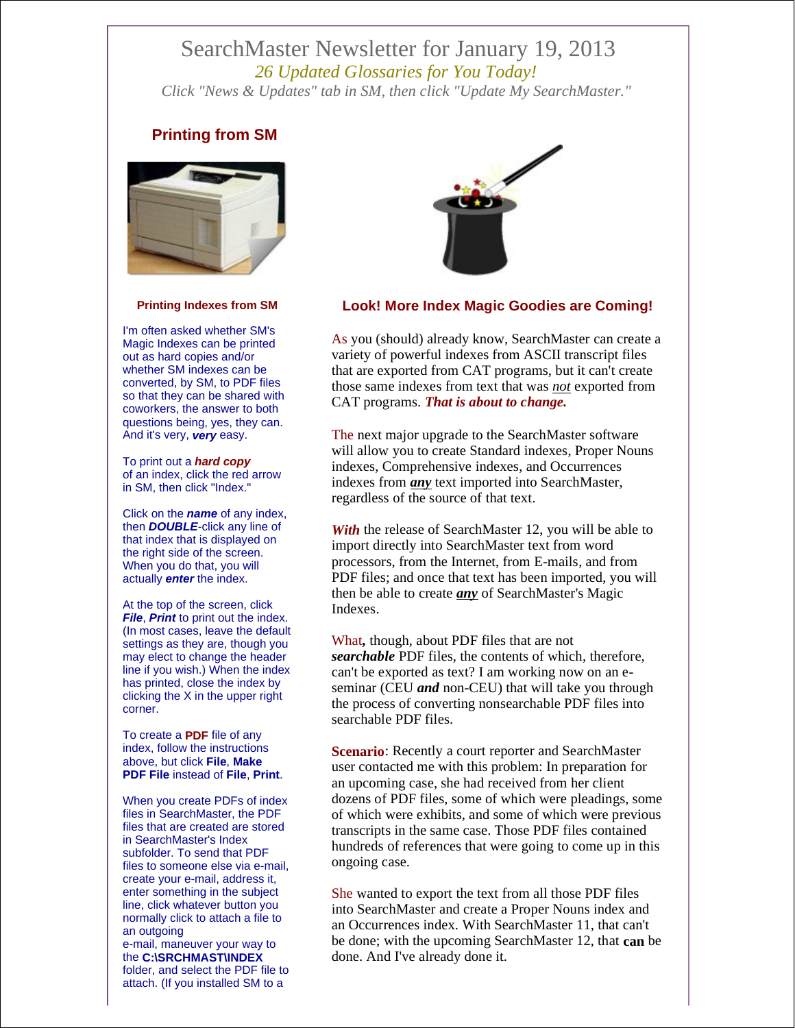# SearchMaster Newsletter for January 19, 2013

*26 Updated Glossaries for You Today!*

*Click "News & Updates" tab in SM, then click "Update My SearchMaster."*

## Printing from SM

### Printing Indexes from SM

I'm often asked whether SM's Magic Indexes can be printed out as hard copies and/or whether SM indexes can be converted, by SM, to PDF files so that they can be shared with coworkers, the answer to both questions being, yes, they can. And it's very, ***very*** easy.

To print out a ***hard copy*** of an index, click the red arrow in SM, then click "Index."

Click on the ***name*** of any index, then ***DOUBLE***-click any line of that index that is displayed on the right side of the screen. When you do that, you will actually ***enter*** the index.

At the top of the screen, click ***File***, ***Print*** to print out the index. (In most cases, leave the default settings as they are, though you may elect to change the header line if you wish.) When the index has printed, close the index by clicking the X in the upper right corner.

To create a **PDF** file of any index, follow the instructions above, but click **File**, **Make PDF File** instead of **File**, **Print**.

When you create PDFs of index files in SearchMaster, the PDF files that are created are stored in SearchMaster's Index subfolder. To send that PDF files to someone else via e-mail, create your e-mail, address it, enter something in the subject line, click whatever button you normally click to attach a file to an outgoing e-mail, maneuver your way to the **C:\SRCHMAST\INDEX** folder, and select the PDF file to attach. (If you installed SM to a

## Look! More Index Magic Goodies are Coming!

As you (should) already know, SearchMaster can create a variety of powerful indexes from ASCII transcript files that are exported from CAT programs, but it can't create those same indexes from text that was *not* exported from CAT programs. ***That is about to change.***

The next major upgrade to the SearchMaster software will allow you to create Standard indexes, Proper Nouns indexes, Comprehensive indexes, and Occurrences indexes from ***any*** text imported into SearchMaster, regardless of the source of that text.

***With*** the release of SearchMaster 12, you will be able to import directly into SearchMaster text from word processors, from the Internet, from E-mails, and from PDF files; and once that text has been imported, you will then be able to create ***any*** of SearchMaster's Magic Indexes.

What**,** though, about PDF files that are not ***searchable*** PDF files, the contents of which, therefore, can't be exported as text? I am working now on an e-seminar (CEU ***and*** non-CEU) that will take you through the process of converting nonsearchable PDF files into searchable PDF files.

**Scenario**: Recently a court reporter and SearchMaster user contacted me with this problem: In preparation for an upcoming case, she had received from her client dozens of PDF files, some of which were pleadings, some of which were exhibits, and some of which were previous transcripts in the same case. Those PDF files contained hundreds of references that were going to come up in this ongoing case.

She wanted to export the text from all those PDF files into SearchMaster and create a Proper Nouns index and an Occurrences index. With SearchMaster 11, that can't be done; with the upcoming SearchMaster 12, that **can** be done. And I've already done it.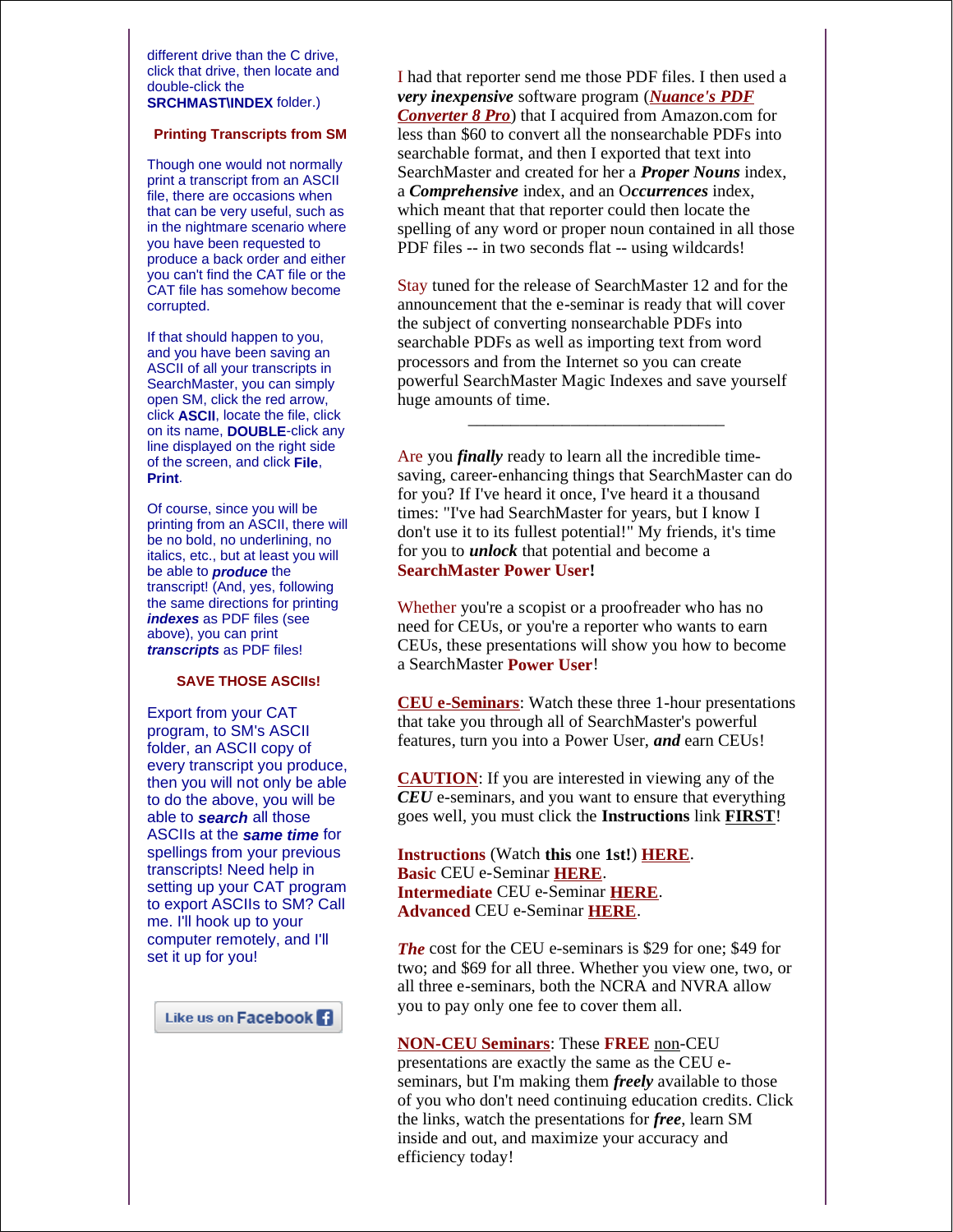different drive than the C drive, click that drive, then locate and double-click the **SRCHMAST\INDEX** folder.)

### Printing Transcripts from SM

Though one would not normally print a transcript from an ASCII file, there are occasions when that can be very useful, such as in the nightmare scenario where you have been requested to produce a back order and either you can't find the CAT file or the CAT file has somehow become corrupted.

If that should happen to you, and you have been saving an ASCII of all your transcripts in SearchMaster, you can simply open SM, click the red arrow, click **ASCII**, locate the file, click on its name, **DOUBLE**-click any line displayed on the right side of the screen, and click **File**, **Print**.

Of course, since you will be printing from an ASCII, there will be no bold, no underlining, no italics, etc., but at least you will be able to ***produce*** the transcript! (And, yes, following the same directions for printing ***indexes*** as PDF files (see above), you can print ***transcripts*** as PDF files!

### SAVE THOSE ASCIIs!

Export from your CAT program, to SM's ASCII folder, an ASCII copy of every transcript you produce, then you will not only be able to do the above, you will be able to ***search*** all those ASCIIs at the ***same time*** for spellings from your previous transcripts! Need help in setting up your CAT program to export ASCIIs to SM? Call me. I'll hook up to your computer remotely, and I'll set it up for you!

Like us on Facebook

I had that reporter send me those PDF files. I then used a ***very inexpensive*** software program (***Nuance's PDF Converter 8 Pro***) that I acquired from Amazon.com for less than $60 to convert all the nonsearchable PDFs into searchable format, and then I exported that text into SearchMaster and created for her a ***Proper Nouns*** index, a ***Comprehensive*** index, and an O***ccurrences*** index, which meant that that reporter could then locate the spelling of any word or proper noun contained in all those PDF files -- in two seconds flat -- using wildcards!

Stay tuned for the release of SearchMaster 12 and for the announcement that the e-seminar is ready that will cover the subject of converting nonsearchable PDFs into searchable PDFs as well as importing text from word processors and from the Internet so you can create powerful SearchMaster Magic Indexes and save yourself huge amounts of time.

---

Are you ***finally*** ready to learn all the incredible time-saving, career-enhancing things that SearchMaster can do for you? If I've heard it once, I've heard it a thousand times: "I've had SearchMaster for years, but I know I don't use it to its fullest potential!" My friends, it's time for you to ***unlock*** that potential and become a **SearchMaster Power User!**

Whether you're a scopist or a proofreader who has no need for CEUs, or you're a reporter who wants to earn CEUs, these presentations will show you how to become a SearchMaster **Power User**!

**CEU e-Seminars**: Watch these three 1-hour presentations that take you through all of SearchMaster's powerful features, turn you into a Power User, ***and*** earn CEUs!

**CAUTION**: If you are interested in viewing any of the ***CEU*** e-seminars, and you want to ensure that everything goes well, you must click the **Instructions** link **FIRST**!

**Instructions** (Watch **this** one **1st!**) **HERE**.
**Basic** CEU e-Seminar **HERE**.
**Intermediate** CEU e-Seminar **HERE**.
**Advanced** CEU e-Seminar **HERE**.

***The*** cost for the CEU e-seminars is $29 for one; $49 for two; and $69 for all three. Whether you view one, two, or all three e-seminars, both the NCRA and NVRA allow you to pay only one fee to cover them all.

**NON-CEU Seminars**: These **FREE** non-CEU presentations are exactly the same as the CEU e-seminars, but I'm making them ***freely*** available to those of you who don't need continuing education credits. Click the links, watch the presentations for ***free***, learn SM inside and out, and maximize your accuracy and efficiency today!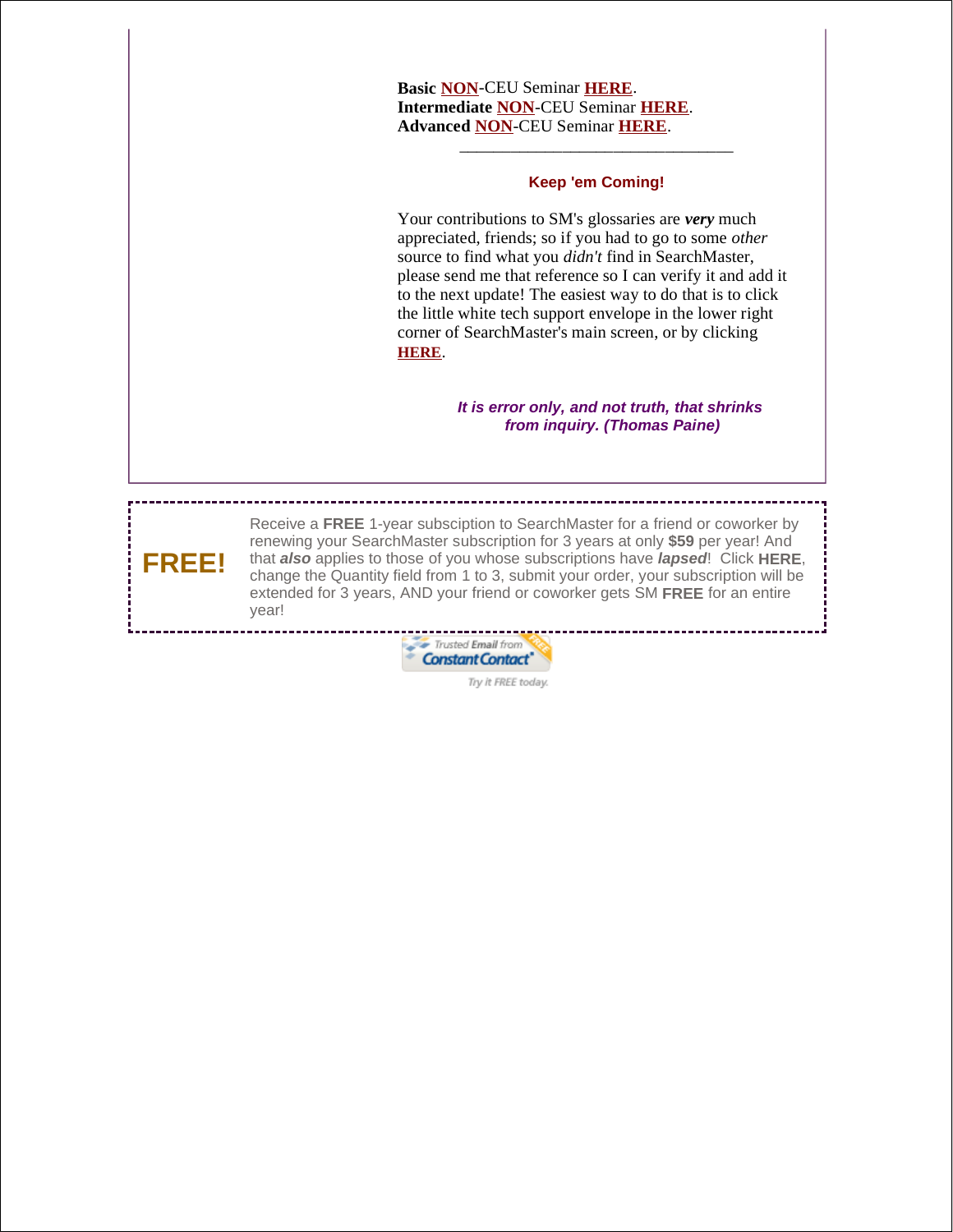**Basic NON**-CEU Seminar **HERE**.
**Intermediate NON**-CEU Seminar **HERE**.
**Advanced NON**-CEU Seminar **HERE**.

---

**Keep 'em Coming!**

Your contributions to SM's glossaries are ***very*** much appreciated, friends; so if you had to go to some *other* source to find what you *didn't* find in SearchMaster, please send me that reference so I can verify it and add it to the next update! The easiest way to do that is to click the little white tech support envelope in the lower right corner of SearchMaster's main screen, or by clicking **HERE**.

***It is error only, and not truth, that shrinks from inquiry. (Thomas Paine)***

**FREE!**

Receive a **FREE** 1-year subsciption to SearchMaster for a friend or coworker by renewing your SearchMaster subscription for 3 years at only **$59** per year! And that ***also*** applies to those of you whose subscriptions have ***lapsed***! Click **HERE**, change the Quantity field from 1 to 3, submit your order, your subscription will be extended for 3 years, AND your friend or coworker gets SM **FREE** for an entire year!

Trusted Email from Constant Contact
Try it FREE today.